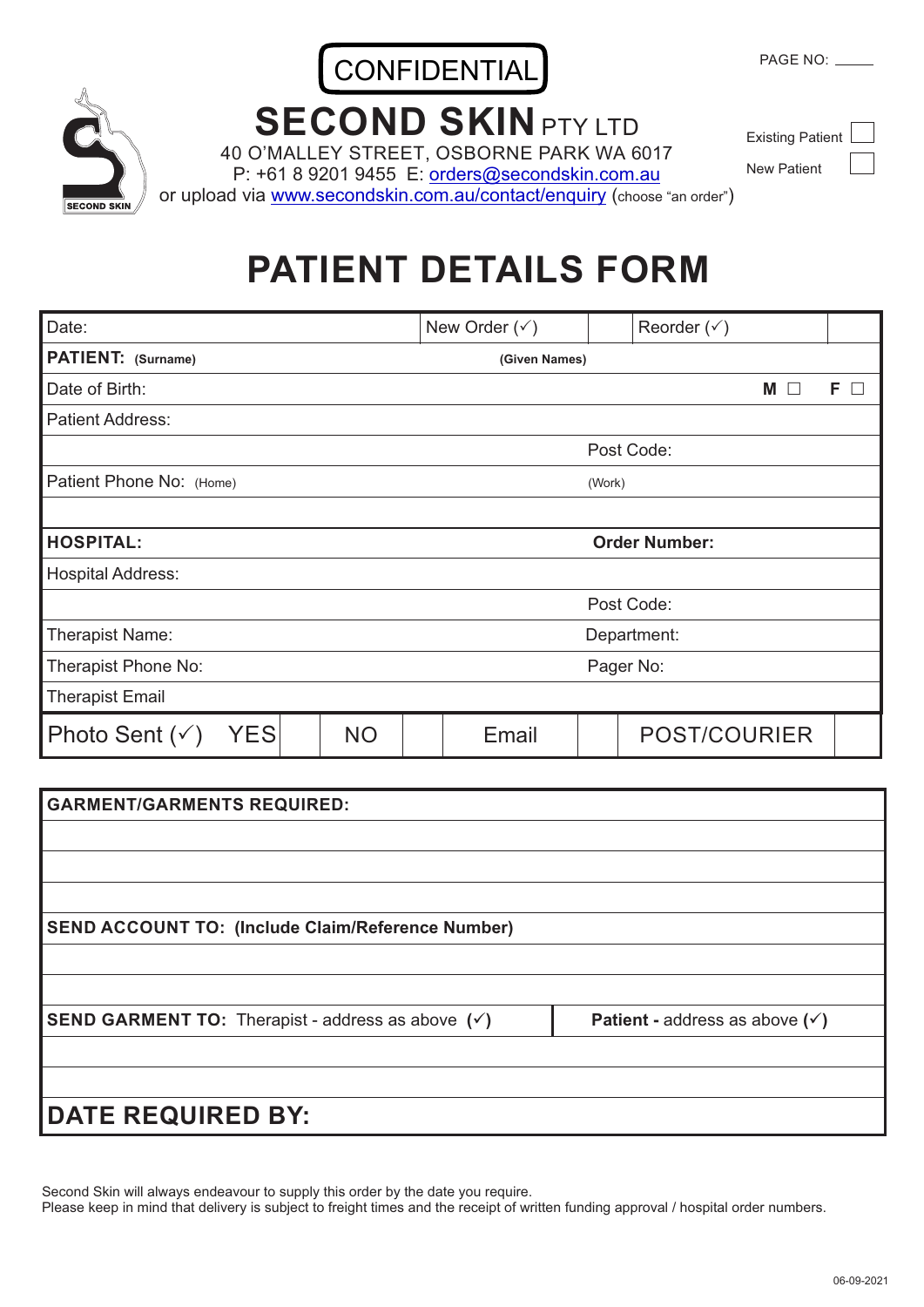PAGE NO: \_\_\_\_\_

**CONFIDENTIAL**

# SECOND SKIN PTY LTD

40 O'MALLEY STREET, OSBORNE PARK WA 6017
P: +61 8 9201 9455 E: orders@secondskin.com.au
or upload via www.secondskin.com.au/contact/enquiry (choose "an order")

Existing Patient ☐

New Patient ☐

# PATIENT DETAILS FORM

| Date: | | New Order (✓) | | Reorder (✓) | |
|---|---|---|---|---|---|
| **PATIENT:** (Surname) | | (Given Names) | | | |
| Date of Birth: | | | | **M** ☐ | **F** ☐ |
| Patient Address: | | | | | |
| | | Post Code: | | | |
| Patient Phone No: (Home) | | (Work) | | | |
| | | | | | |
| **HOSPITAL:** | | **Order Number:** | | | |
| Hospital Address: | | | | | |
| | | Post Code: | | | |
| Therapist Name: | | Department: | | | |
| Therapist Phone No: | | Pager No: | | | |
| Therapist Email | | | | | |

| Photo Sent (✓) YES | | NO | | Email | | POST/COURIER | |
|---|---|---|---|---|---|---|---|

| **GARMENT/GARMENTS REQUIRED:** | |
|---|---|
| | |
| | |
| | |
| **SEND ACCOUNT TO: (Include Claim/Reference Number)** | |
| | |
| | |
| **SEND GARMENT TO:** Therapist - address as above (✓) | **Patient -** address as above (✓) |
| | |
| | |
| **DATE REQUIRED BY:** | |

Second Skin will always endeavour to supply this order by the date you require.
Please keep in mind that delivery is subject to freight times and the receipt of written funding approval / hospital order numbers.

06-09-2021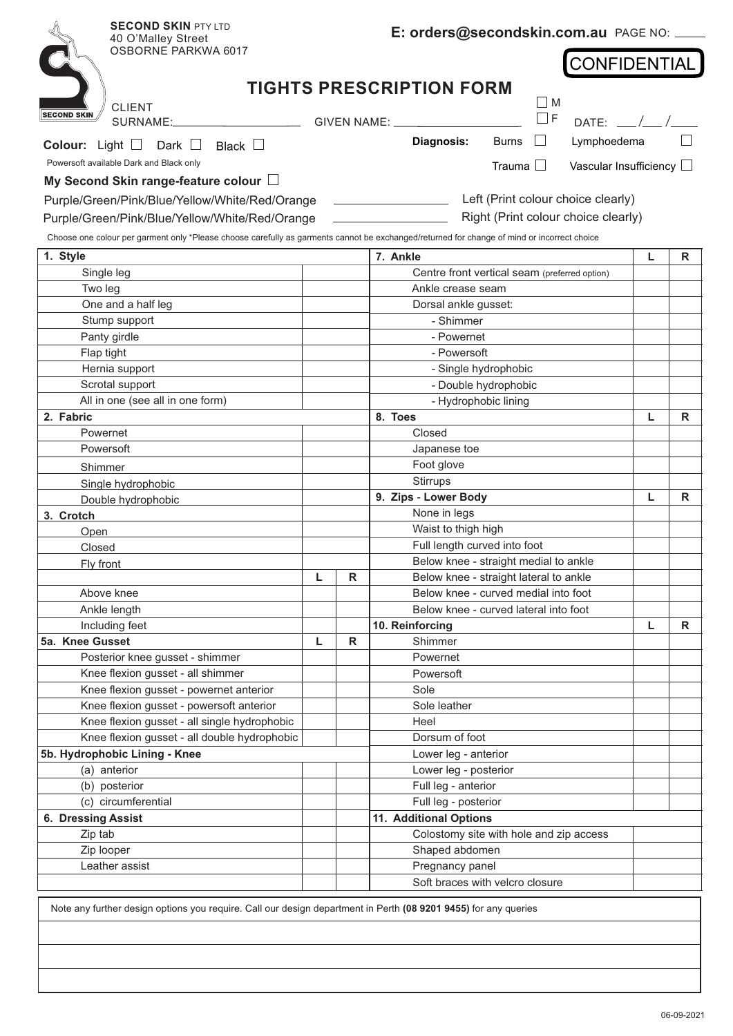**SECOND SKIN** PTY LTD
40 O'Malley Street
OSBORNE PARKWA 6017

**E: orders@secondskin.com.au** PAGE NO: ____

CONFIDENTIAL

# TIGHTS PRESCRIPTION FORM

CLIENT SURNAME: ____________________ GIVEN NAME: ____________________ ☐ M ☐ F DATE: ___/___/____

**Colour:** Light ☐ Dark ☐ Black ☐

Powersoft available Dark and Black only

**Diagnosis:** Burns ☐ Lymphoedema ☐ Trauma ☐ Vascular Insufficiency ☐

**My Second Skin range-feature colour** ☐

Purple/Green/Pink/Blue/Yellow/White/Red/Orange ____________ Left (Print colour choice clearly)

Purple/Green/Pink/Blue/Yellow/White/Red/Orange ____________ Right (Print colour choice clearly)

Choose one colour per garment only *Please choose carefully as garments cannot be exchanged/returned for change of mind or incorrect choice

| **1. Style** | | | **7. Ankle** | **L** | **R** |
|---|---|---|---|---|---|
| Single leg | | | Centre front vertical seam (preferred option) | | |
| Two leg | | | Ankle crease seam | | |
| One and a half leg | | | Dorsal ankle gusset: | | |
| Stump support | | | - Shimmer | | |
| Panty girdle | | | - Powernet | | |
| Flap tight | | | - Powersoft | | |
| Hernia support | | | - Single hydrophobic | | |
| Scrotal support | | | - Double hydrophobic | | |
| All in one (see all in one form) | | | - Hydrophobic lining | | |
| **2. Fabric** | | | **8. Toes** | **L** | **R** |
| Powernet | | | Closed | | |
| Powersoft | | | Japanese toe | | |
| Shimmer | | | Foot glove | | |
| Single hydrophobic | | | Stirrups | | |
| Double hydrophobic | | | **9. Zips - Lower Body** | **L** | **R** |
| **3. Crotch** | | | None in legs | | |
| Open | | | Waist to thigh high | | |
| Closed | | | Full length curved into foot | | |
| Fly front | | | Below knee - straight medial to ankle | | |
| | **L** | **R** | Below knee - straight lateral to ankle | | |
| Above knee | | | Below knee - curved medial into foot | | |
| Ankle length | | | Below knee - curved lateral into foot | | |
| Including feet | | | **10. Reinforcing** | **L** | **R** |
| **5a. Knee Gusset** | **L** | **R** | Shimmer | | |
| Posterior knee gusset - shimmer | | | Powernet | | |
| Knee flexion gusset - all shimmer | | | Powersoft | | |
| Knee flexion gusset - powernet anterior | | | Sole | | |
| Knee flexion gusset - powersoft anterior | | | Sole leather | | |
| Knee flexion gusset - all single hydrophobic | | | Heel | | |
| Knee flexion gusset - all double hydrophobic | | | Dorsum of foot | | |
| **5b. Hydrophobic Lining - Knee** | | | Lower leg - anterior | | |
| (a) anterior | | | Lower leg - posterior | | |
| (b) posterior | | | Full leg - anterior | | |
| (c) circumferential | | | Full leg - posterior | | |
| **6. Dressing Assist** | | | **11. Additional Options** | | |
| Zip tab | | | Colostomy site with hole and zip access | | |
| Zip looper | | | Shaped abdomen | | |
| Leather assist | | | Pregnancy panel | | |
| | | | Soft braces with velcro closure | | |

Note any further design options you require. Call our design department in Perth **(08 9201 9455)** for any queries

06-09-2021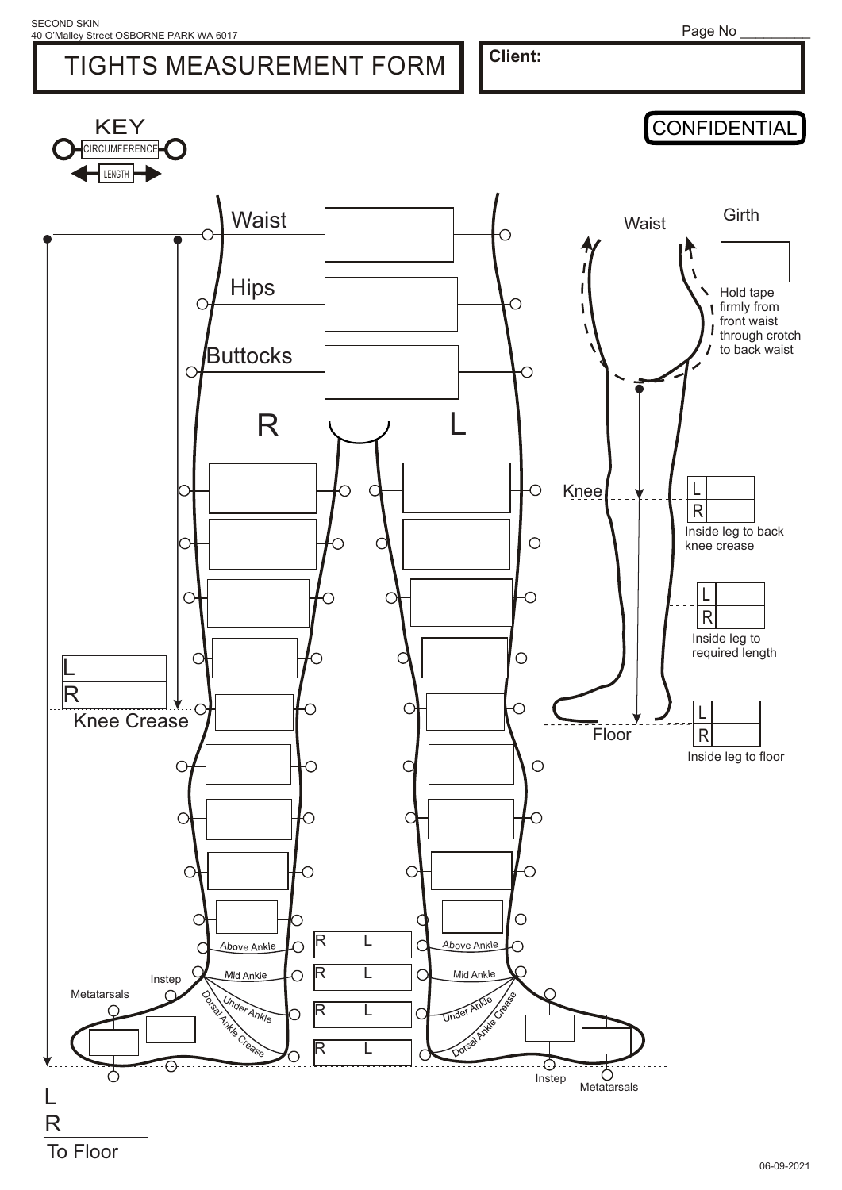SECOND SKIN
40 O'Malley Street OSBORNE PARK WA 6017

Page No __________

# TIGHTS MEASUREMENT FORM

**Client:**

CONFIDENTIAL

KEY
CIRCUMFERENCE
LENGTH

Waist

Hips

Buttocks

R

L

| L | |
|---|---|
| R | |

Knee Crease

Above Ankle

Mid Ankle

Under Ankle

Dorsal Ankle Crease

Instep

Metatarsals

| R | L |
|---|---|
| R | L |
| R | L |
| R | L |

| L | |
|---|---|
| R | |

To Floor

Waist

Girth

Hold tape firmly from front waist through crotch to back waist

Knee

| L | |
|---|---|
| R | |

Inside leg to back knee crease

| L | |
|---|---|
| R | |

Inside leg to required length

Floor

| L | |
|---|---|
| R | |

Inside leg to floor

06-09-2021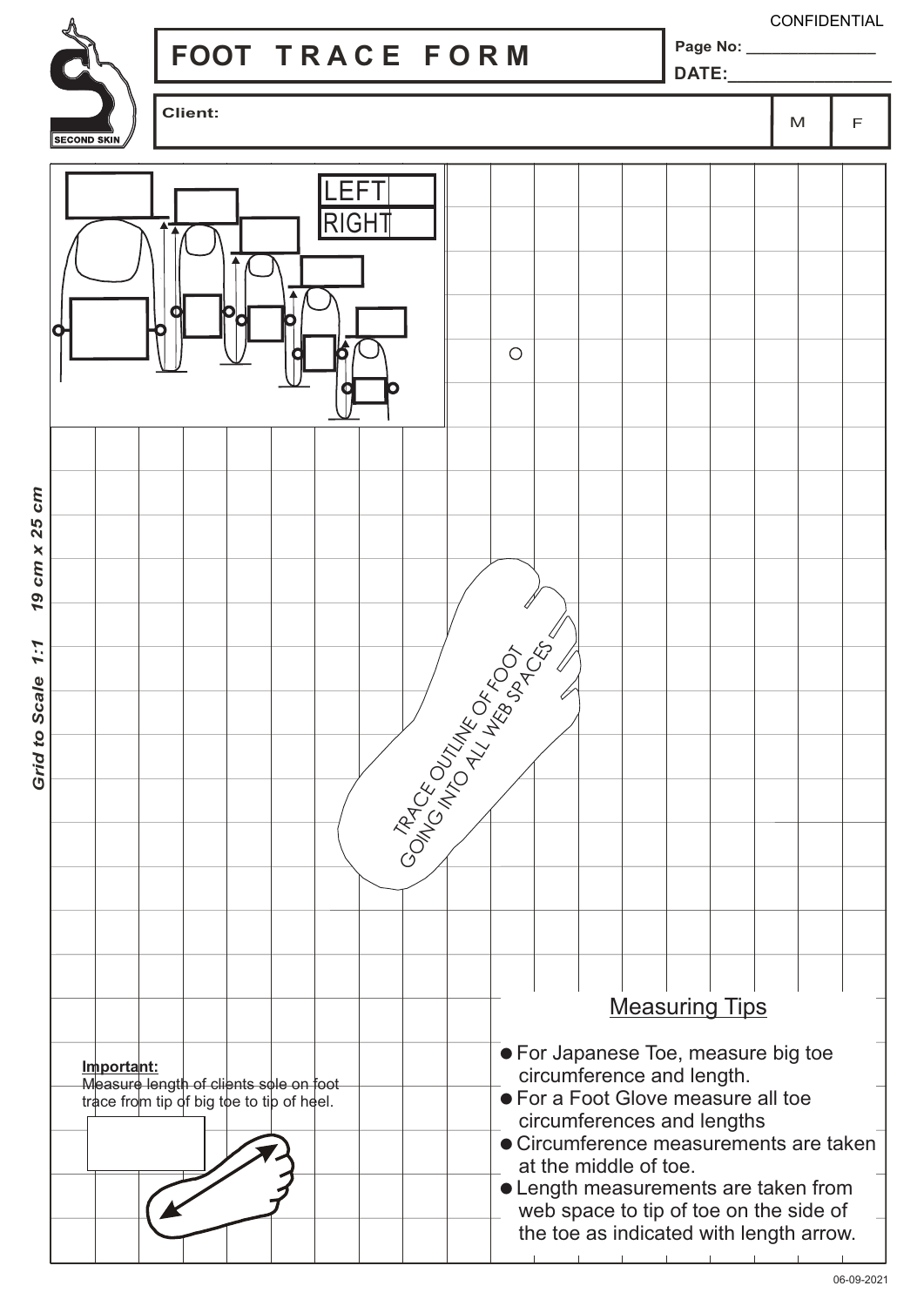CONFIDENTIAL

# FOOT TRACE FORM

Page No: ______________

DATE: ________________

Client:

M F

LEFT

RIGHT

*Grid to Scale 1:1 19 cm x 25 cm*

TRACE OUTLINE OF FOOT GOING INTO ALL WEB SPACES

**Important:**
Measure length of clients sole on foot trace from tip of big toe to tip of heel.

## Measuring Tips

- For Japanese Toe, measure big toe circumference and length.
- For a Foot Glove measure all toe circumferences and lengths
- Circumference measurements are taken at the middle of toe.
- Length measurements are taken from web space to tip of toe on the side of the toe as indicated with length arrow.

06-09-2021